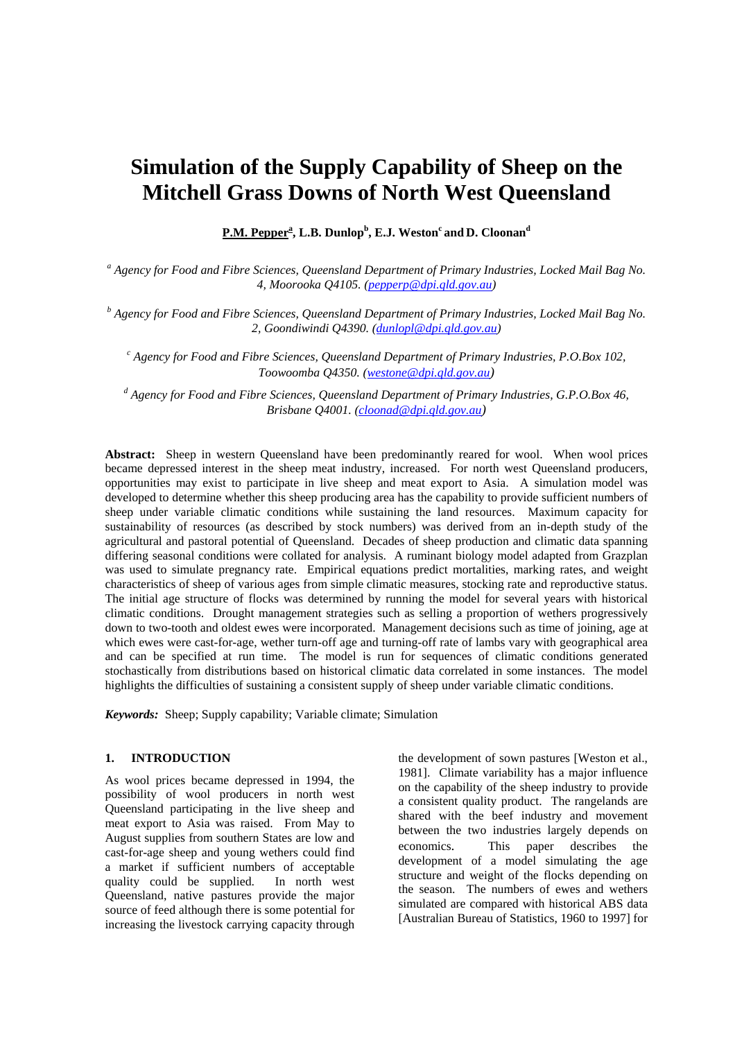# Simulation of the Supply Capability of Sheep on the Mitchell Grass Downs of North West Queensland

**P.M. Pepper[a], L.B. Dunlop[b], E.J. Weston[c] and D. Cloonan[d]**

*[a] Agency for Food and Fibre Sciences, Queensland Department of Primary Industries, Locked Mail Bag No. 4, Moorooka Q4105. (pepperp@dpi.qld.gov.au)*

*[b] Agency for Food and Fibre Sciences, Queensland Department of Primary Industries, Locked Mail Bag No. 2, Goondiwindi Q4390. (dunlopl@dpi.qld.gov.au)*

*[c] Agency for Food and Fibre Sciences, Queensland Department of Primary Industries, P.O.Box 102, Toowoomba Q4350. (westone@dpi.qld.gov.au)*

*[d] Agency for Food and Fibre Sciences, Queensland Department of Primary Industries, G.P.O.Box 46, Brisbane Q4001. (cloonad@dpi.qld.gov.au)*

**Abstract:** Sheep in western Queensland have been predominantly reared for wool. When wool prices became depressed interest in the sheep meat industry, increased. For north west Queensland producers, opportunities may exist to participate in live sheep and meat export to Asia. A simulation model was developed to determine whether this sheep producing area has the capability to provide sufficient numbers of sheep under variable climatic conditions while sustaining the land resources. Maximum capacity for sustainability of resources (as described by stock numbers) was derived from an in-depth study of the agricultural and pastoral potential of Queensland. Decades of sheep production and climatic data spanning differing seasonal conditions were collated for analysis. A ruminant biology model adapted from Grazplan was used to simulate pregnancy rate. Empirical equations predict mortalities, marking rates, and weight characteristics of sheep of various ages from simple climatic measures, stocking rate and reproductive status. The initial age structure of flocks was determined by running the model for several years with historical climatic conditions. Drought management strategies such as selling a proportion of wethers progressively down to two-tooth and oldest ewes were incorporated. Management decisions such as time of joining, age at which ewes were cast-for-age, wether turn-off age and turning-off rate of lambs vary with geographical area and can be specified at run time. The model is run for sequences of climatic conditions generated stochastically from distributions based on historical climatic data correlated in some instances. The model highlights the difficulties of sustaining a consistent supply of sheep under variable climatic conditions.

***Keywords:*** Sheep; Supply capability; Variable climate; Simulation

## 1. INTRODUCTION

As wool prices became depressed in 1994, the possibility of wool producers in north west Queensland participating in the live sheep and meat export to Asia was raised. From May to August supplies from southern States are low and cast-for-age sheep and young wethers could find a market if sufficient numbers of acceptable quality could be supplied. In north west Queensland, native pastures provide the major source of feed although there is some potential for increasing the livestock carrying capacity through the development of sown pastures [Weston et al., 1981]. Climate variability has a major influence on the capability of the sheep industry to provide a consistent quality product. The rangelands are shared with the beef industry and movement between the two industries largely depends on economics. This paper describes the development of a model simulating the age structure and weight of the flocks depending on the season. The numbers of ewes and wethers simulated are compared with historical ABS data [Australian Bureau of Statistics, 1960 to 1997] for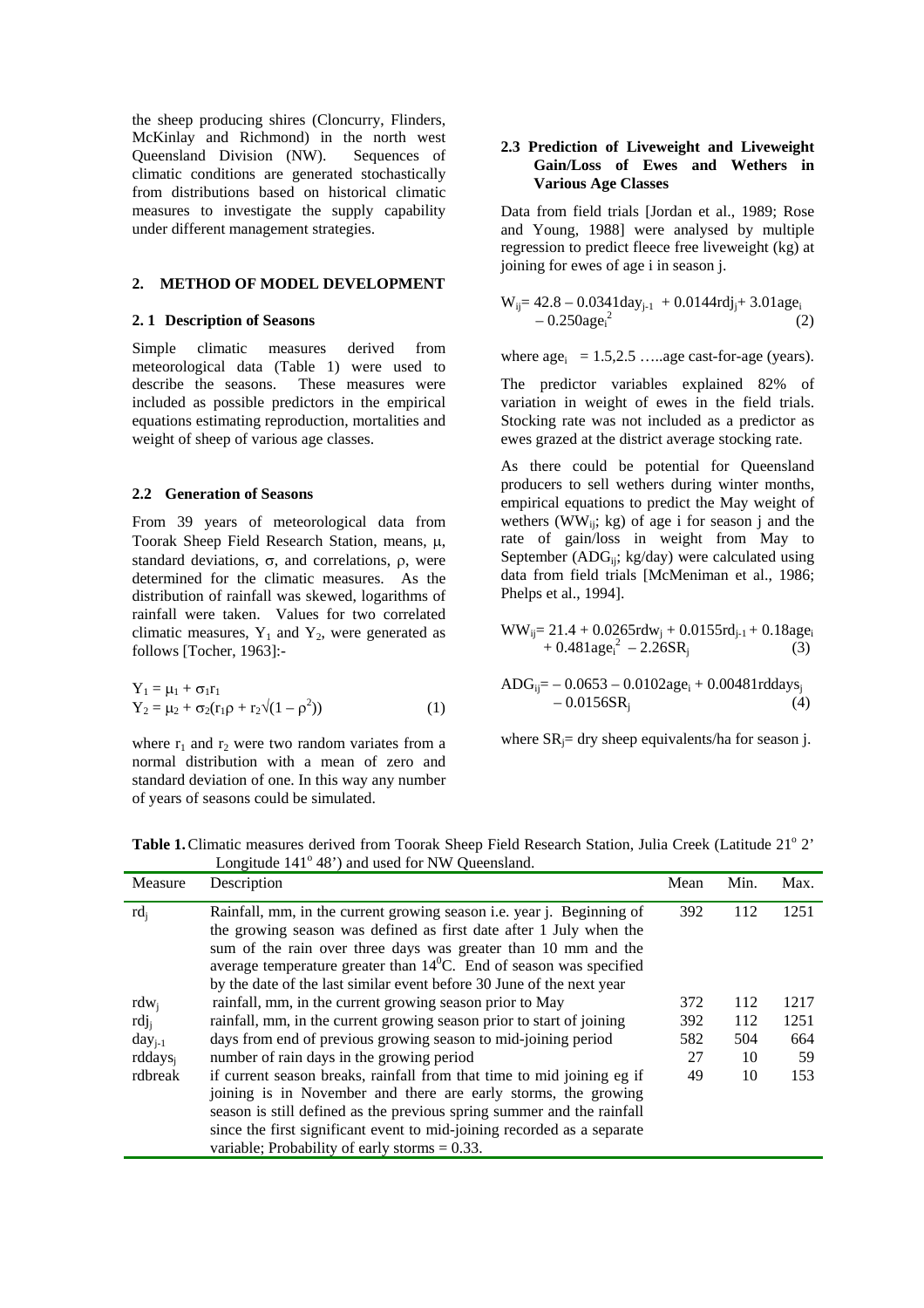the sheep producing shires (Cloncurry, Flinders, McKinlay and Richmond) in the north west Queensland Division (NW). Sequences of climatic conditions are generated stochastically from distributions based on historical climatic measures to investigate the supply capability under different management strategies.

## 2. METHOD OF MODEL DEVELOPMENT

### 2. 1 Description of Seasons

Simple climatic measures derived from meteorological data (Table 1) were used to describe the seasons. These measures were included as possible predictors in the empirical equations estimating reproduction, mortalities and weight of sheep of various age classes.

### 2.2 Generation of Seasons

From 39 years of meteorological data from Toorak Sheep Field Research Station, means, $\mu$, standard deviations, $\sigma$, and correlations, $\rho$, were determined for the climatic measures. As the distribution of rainfall was skewed, logarithms of rainfall were taken. Values for two correlated climatic measures, $Y_1$ and $Y_2$, were generated as follows [Tocher, 1963]:-

$$Y_1 = \mu_1 + \sigma_1 r_1$$
$$Y_2 = \mu_2 + \sigma_2(r_1\rho + r_2\sqrt{(1-\rho^2)}) \tag{1}$$

where $r_1$ and $r_2$ were two random variates from a normal distribution with a mean of zero and standard deviation of one. In this way any number of years of seasons could be simulated.

### 2.3 Prediction of Liveweight and Liveweight Gain/Loss of Ewes and Wethers in Various Age Classes

Data from field trials [Jordan et al., 1989; Rose and Young, 1988] were analysed by multiple regression to predict fleece free liveweight (kg) at joining for ewes of age i in season j.

$$W_{ij} = 42.8 - 0.0341day_{j-1} + 0.0144rdj_j + 3.01age_i - 0.250age_i^2 \tag{2}$$

where $age_i$ = 1.5,2.5 …..age cast-for-age (years).

The predictor variables explained 82% of variation in weight of ewes in the field trials. Stocking rate was not included as a predictor as ewes grazed at the district average stocking rate.

As there could be potential for Queensland producers to sell wethers during winter months, empirical equations to predict the May weight of wethers ($WW_{ij}$; kg) of age i for season j and the rate of gain/loss in weight from May to September ($ADG_{ij}$; kg/day) were calculated using data from field trials [McMeniman et al., 1986; Phelps et al., 1994].

$$WW_{ij} = 21.4 + 0.0265rdw_j + 0.0155rd_{j-1} + 0.18age_i + 0.481age_i^2 - 2.26SR_j \tag{3}$$

$$ADG_{ij} = -0.0653 - 0.0102age_i + 0.00481rddays_j - 0.0156SR_j \tag{4}$$

where $SR_j$= dry sheep equivalents/ha for season j.

**Table 1.** Climatic measures derived from Toorak Sheep Field Research Station, Julia Creek (Latitude 21° 2' Longitude 141° 48') and used for NW Queensland.

| Measure | Description | Mean | Min. | Max. |
|---|---|---|---|---|
| $rd_j$ | Rainfall, mm, in the current growing season i.e. year j. Beginning of the growing season was defined as first date after 1 July when the sum of the rain over three days was greater than 10 mm and the average temperature greater than 14°C. End of season was specified by the date of the last similar event before 30 June of the next year | 392 | 112 | 1251 |
| $rdw_j$ | rainfall, mm, in the current growing season prior to May | 372 | 112 | 1217 |
| $rdj_j$ | rainfall, mm, in the current growing season prior to start of joining | 392 | 112 | 1251 |
| $day_{j-1}$ | days from end of previous growing season to mid-joining period | 582 | 504 | 664 |
| $rddays_j$ | number of rain days in the growing period | 27 | 10 | 59 |
| rdbreak | if current season breaks, rainfall from that time to mid joining eg if joining is in November and there are early storms, the growing season is still defined as the previous spring summer and the rainfall since the first significant event to mid-joining recorded as a separate variable; Probability of early storms = 0.33. | 49 | 10 | 153 |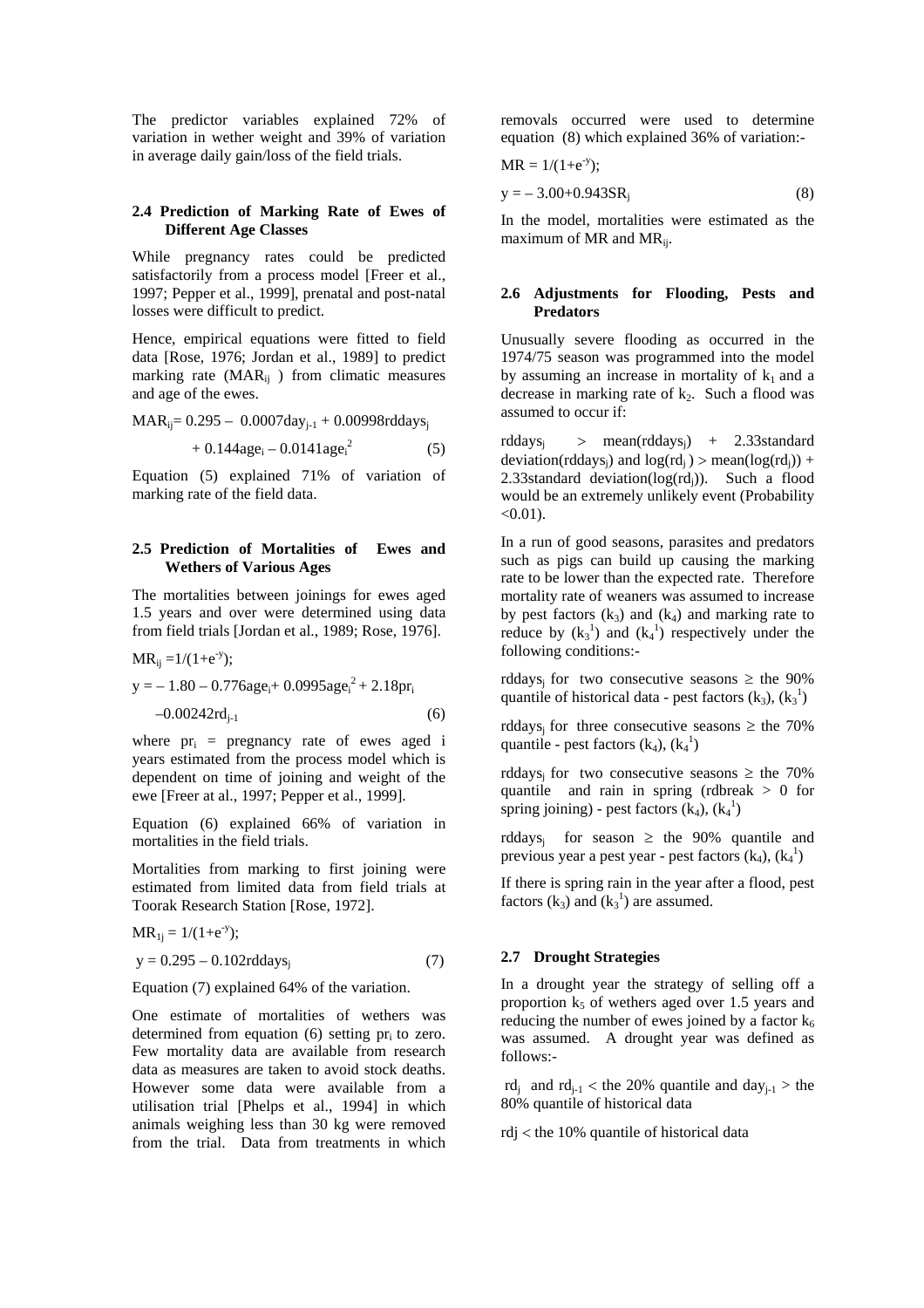The predictor variables explained 72% of variation in wether weight and 39% of variation in average daily gain/loss of the field trials.

## 2.4 Prediction of Marking Rate of Ewes of Different Age Classes

While pregnancy rates could be predicted satisfactorily from a process model [Freer et al., 1997; Pepper et al., 1999], prenatal and post-natal losses were difficult to predict.

Hence, empirical equations were fitted to field data [Rose, 1976; Jordan et al., 1989] to predict marking rate ($MAR_{ij}$) from climatic measures and age of the ewes.

$$MAR_{ij} = 0.295 - 0.0007day_{j-1} + 0.00998rddays_j + 0.144age_i - 0.0141age_i^2 \quad (5)$$

Equation (5) explained 71% of variation of marking rate of the field data.

## 2.5 Prediction of Mortalities of Ewes and Wethers of Various Ages

The mortalities between joinings for ewes aged 1.5 years and over were determined using data from field trials [Jordan et al., 1989; Rose, 1976].

$$MR_{ij} = 1/(1+e^{-y});$$

$$y = -1.80 - 0.776age_i + 0.0995age_i^2 + 2.18pr_i - 0.00242rd_{j-1} \quad (6)$$

where $pr_i$ = pregnancy rate of ewes aged i years estimated from the process model which is dependent on time of joining and weight of the ewe [Freer at al., 1997; Pepper et al., 1999].

Equation (6) explained 66% of variation in mortalities in the field trials.

Mortalities from marking to first joining were estimated from limited data from field trials at Toorak Research Station [Rose, 1972].

$$MR_{1j} = 1/(1+e^{-y});$$

$$y = 0.295 - 0.102rddays_j \quad (7)$$

Equation (7) explained 64% of the variation.

One estimate of mortalities of wethers was determined from equation (6) setting $pr_i$ to zero. Few mortality data are available from research data as measures are taken to avoid stock deaths. However some data were available from a utilisation trial [Phelps et al., 1994] in which animals weighing less than 30 kg were removed from the trial. Data from treatments in which removals occurred were used to determine equation (8) which explained 36% of variation:-

$$MR = 1/(1+e^{-y});$$

$$y = -3.00+0.943SR_j \quad (8)$$

In the model, mortalities were estimated as the maximum of MR and $MR_{ij}$.

## 2.6 Adjustments for Flooding, Pests and Predators

Unusually severe flooding as occurred in the 1974/75 season was programmed into the model by assuming an increase in mortality of $k_1$ and a decrease in marking rate of $k_2$. Such a flood was assumed to occur if:

$rddays_j$ > mean($rddays_j$) + 2.33standard deviation($rddays_j$) and $\log(rd_j)$ > mean($\log(rd_j)$) + 2.33standard deviation($\log(rd_j)$). Such a flood would be an extremely unlikely event (Probability <0.01).

In a run of good seasons, parasites and predators such as pigs can build up causing the marking rate to be lower than the expected rate. Therefore mortality rate of weaners was assumed to increase by pest factors ($k_3$) and ($k_4$) and marking rate to reduce by ($k_3^1$) and ($k_4^1$) respectively under the following conditions:-

$rddays_j$ for two consecutive seasons $\geq$ the 90% quantile of historical data - pest factors ($k_3$), ($k_3^1$)

$rddays_j$ for three consecutive seasons $\geq$ the 70% quantile - pest factors ($k_4$), ($k_4^1$)

$rddays_j$ for two consecutive seasons $\geq$ the 70% quantile and rain in spring (rdbreak > 0 for spring joining) - pest factors ($k_4$), ($k_4^1$)

$rddays_j$ for season $\geq$ the 90% quantile and previous year a pest year - pest factors ($k_4$), ($k_4^1$)

If there is spring rain in the year after a flood, pest factors ($k_3$) and ($k_3^1$) are assumed.

## 2.7 Drought Strategies

In a drought year the strategy of selling off a proportion $k_5$ of wethers aged over 1.5 years and reducing the number of ewes joined by a factor $k_6$ was assumed. A drought year was defined as follows:-

$rd_j$ and $rd_{j-1}$ < the 20% quantile and $day_{j-1}$ > the 80% quantile of historical data

$rdj$ < the 10% quantile of historical data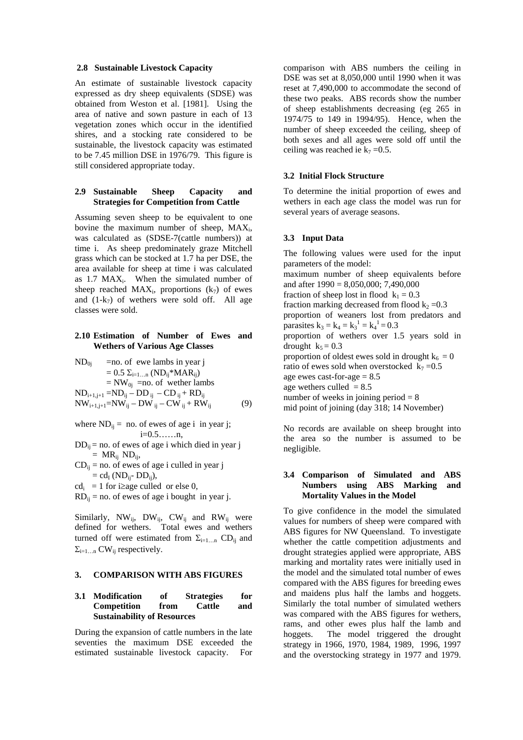### 2.8 Sustainable Livestock Capacity

An estimate of sustainable livestock capacity expressed as dry sheep equivalents (SDSE) was obtained from Weston et al. [1981]. Using the area of native and sown pasture in each of 13 vegetation zones which occur in the identified shires, and a stocking rate considered to be sustainable, the livestock capacity was estimated to be 7.45 million DSE in 1976/79. This figure is still considered appropriate today.

### 2.9 Sustainable Sheep Capacity and Strategies for Competition from Cattle

Assuming seven sheep to be equivalent to one bovine the maximum number of sheep, $MAX_i$, was calculated as (SDSE-7(cattle numbers)) at time i. As sheep predominately graze Mitchell grass which can be stocked at 1.7 ha per DSE, the area available for sheep at time i was calculated as 1.7 $MAX_i$. When the simulated number of sheep reached $MAX_i$, proportions ($k_7$) of ewes and ($1-k_7$) of wethers were sold off. All age classes were sold.

### 2.10 Estimation of Number of Ewes and Wethers of Various Age Classes

$ND_{0j}$ =no. of ewe lambs in year j
$= 0.5\ \Sigma_{i=1\ldots n}\ (ND_{ij}{*}MAR_{ij})$
$= NW_{0j}$ =no. of wether lambs

$$ND_{i+1,j+1} = ND_{ij} - DD_{ij} - CD_{ij} + RD_{ij}$$
$$NW_{i+1,j+1} = NW_{ij} - DW_{ij} - CW_{ij} + RW_{ij} \qquad (9)$$

where $ND_{ij}$ = no. of ewes of age i in year j; $i=0.5\ldots\ldots n$,

$DD_{ij}$ = no. of ewes of age i which died in year j $= MR_{ij}\ ND_{ij}$,

$CD_{ij}$ = no. of ewes of age i culled in year j $= cd_I\ (ND_{ij} - DD_{ij})$,

$cd_i$ = 1 for i≥age culled or else 0,

$RD_{ij}$ = no. of ewes of age i bought in year j.

Similarly, $NW_{ij}$, $DW_{ij}$, $CW_{ij}$ and $RW_{ij}$ were defined for wethers. Total ewes and wethers turned off were estimated from $\Sigma_{i=1\ldots n}\ CD_{ij}$ and $\Sigma_{i=1\ldots n}\ CW_{ij}$ respectively.

## 3. COMPARISON WITH ABS FIGURES

### 3.1 Modification of Strategies for Competition from Cattle and Sustainability of Resources

During the expansion of cattle numbers in the late seventies the maximum DSE exceeded the estimated sustainable livestock capacity. For comparison with ABS numbers the ceiling in DSE was set at 8,050,000 until 1990 when it was reset at 7,490,000 to accommodate the second of these two peaks. ABS records show the number of sheep establishments decreasing (eg 265 in 1974/75 to 149 in 1994/95). Hence, when the number of sheep exceeded the ceiling, sheep of both sexes and all ages were sold off until the ceiling was reached ie $k_7 = 0.5$.

### 3.2 Initial Flock Structure

To determine the initial proportion of ewes and wethers in each age class the model was run for several years of average seasons.

### 3.3 Input Data

The following values were used for the input parameters of the model:
maximum number of sheep equivalents before and after 1990 = 8,050,000; 7,490,000
fraction of sheep lost in flood $k_1 = 0.3$
fraction marking decreased from flood $k_2 = 0.3$
proportion of weaners lost from predators and parasites $k_3 = k_4 = k_3^1 = k_4^1 = 0.3$
proportion of wethers over 1.5 years sold in drought $k_5 = 0.3$
proportion of oldest ewes sold in drought $k_6 = 0$
ratio of ewes sold when overstocked $k_7 = 0.5$
age ewes cast-for-age = 8.5
age wethers culled = 8.5
number of weeks in joining period = 8
mid point of joining (day 318; 14 November)

No records are available on sheep brought into the area so the number is assumed to be negligible.

### 3.4 Comparison of Simulated and ABS Numbers using ABS Marking and Mortality Values in the Model

To give confidence in the model the simulated values for numbers of sheep were compared with ABS figures for NW Queensland. To investigate whether the cattle competition adjustments and drought strategies applied were appropriate, ABS marking and mortality rates were initially used in the model and the simulated total number of ewes compared with the ABS figures for breeding ewes and maidens plus half the lambs and hoggets. Similarly the total number of simulated wethers was compared with the ABS figures for wethers, rams, and other ewes plus half the lamb and hoggets. The model triggered the drought strategy in 1966, 1970, 1984, 1989, 1996, 1997 and the overstocking strategy in 1977 and 1979.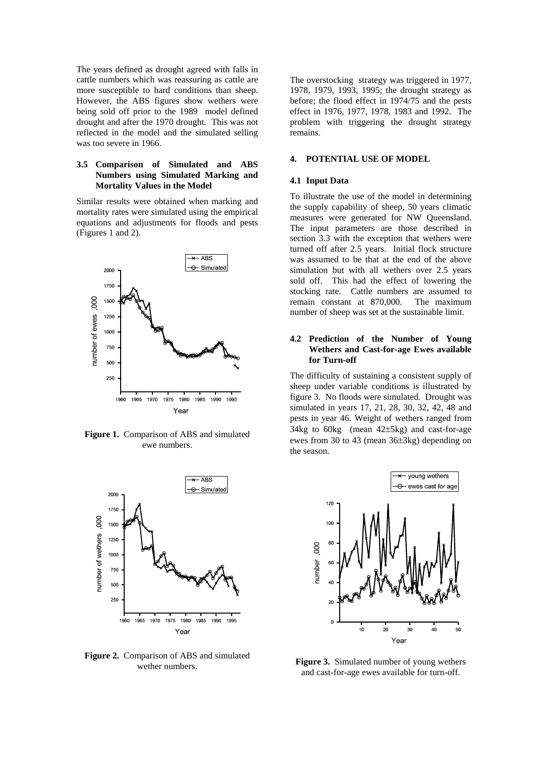The years defined as drought agreed with falls in cattle numbers which was reassuring as cattle are more susceptible to hard conditions than sheep. However, the ABS figures show wethers were being sold off prior to the 1989 model defined drought and after the 1970 drought. This was not reflected in the model and the simulated selling was too severe in 1966.

### 3.5 Comparison of Simulated and ABS Numbers using Simulated Marking and Mortality Values in the Model

Similar results were obtained when marking and mortality rates were simulated using the empirical equations and adjustments for floods and pests (Figures 1 and 2).

**Figure 1.** Comparison of ABS and simulated ewe numbers.

**Figure 2.** Comparison of ABS and simulated wether numbers.

The overstocking strategy was triggered in 1977, 1978, 1979, 1993, 1995; the drought strategy as before; the flood effect in 1974/75 and the pests effect in 1976, 1977, 1978, 1983 and 1992. The problem with triggering the drought strategy remains.

## 4. POTENTIAL USE OF MODEL

### 4.1 Input Data

To illustrate the use of the model in determining the supply capability of sheep, 50 years climatic measures were generated for NW Queensland. The input parameters are those described in section 3.3 with the exception that wethers were turned off after 2.5 years. Initial flock structure was assumed to be that at the end of the above simulation but with all wethers over 2.5 years sold off. This had the effect of lowering the stocking rate. Cattle numbers are assumed to remain constant at 870,000. The maximum number of sheep was set at the sustainable limit.

### 4.2 Prediction of the Number of Young Wethers and Cast-for-age Ewes available for Turn-off

The difficulty of sustaining a consistent supply of sheep under variable conditions is illustrated by figure 3. No floods were simulated. Drought was simulated in years 17, 21, 28, 30, 32, 42, 48 and pests in year 46. Weight of wethers ranged from 34kg to 60kg (mean 42±5kg) and cast-for-age ewes from 30 to 43 (mean 36±3kg) depending on the season.

**Figure 3.** Simulated number of young wethers and cast-for-age ewes available for turn-off.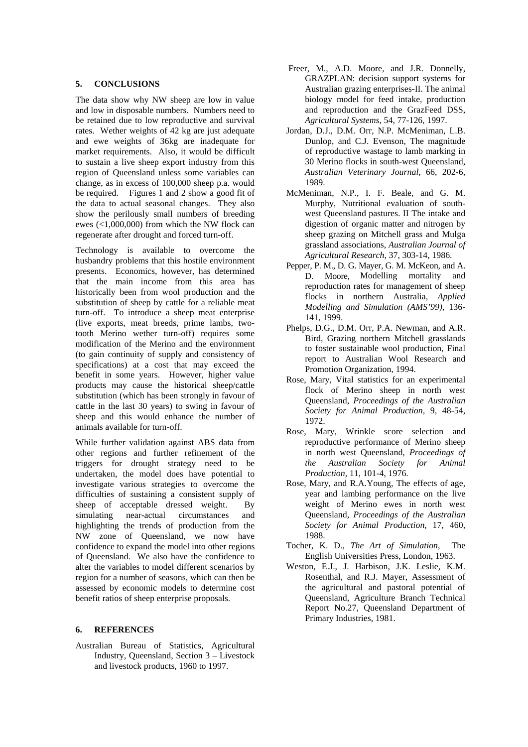## 5. CONCLUSIONS

The data show why NW sheep are low in value and low in disposable numbers. Numbers need to be retained due to low reproductive and survival rates. Wether weights of 42 kg are just adequate and ewe weights of 36kg are inadequate for market requirements. Also, it would be difficult to sustain a live sheep export industry from this region of Queensland unless some variables can change, as in excess of 100,000 sheep p.a. would be required. Figures 1 and 2 show a good fit of the data to actual seasonal changes. They also show the perilously small numbers of breeding ewes (<1,000,000) from which the NW flock can regenerate after drought and forced turn-off.

Technology is available to overcome the husbandry problems that this hostile environment presents. Economics, however, has determined that the main income from this area has historically been from wool production and the substitution of sheep by cattle for a reliable meat turn-off. To introduce a sheep meat enterprise (live exports, meat breeds, prime lambs, two-tooth Merino wether turn-off) requires some modification of the Merino and the environment (to gain continuity of supply and consistency of specifications) at a cost that may exceed the benefit in some years. However, higher value products may cause the historical sheep/cattle substitution (which has been strongly in favour of cattle in the last 30 years) to swing in favour of sheep and this would enhance the number of animals available for turn-off.

While further validation against ABS data from other regions and further refinement of the triggers for drought strategy need to be undertaken, the model does have potential to investigate various strategies to overcome the difficulties of sustaining a consistent supply of sheep of acceptable dressed weight. By simulating near-actual circumstances and highlighting the trends of production from the NW zone of Queensland, we now have confidence to expand the model into other regions of Queensland. We also have the confidence to alter the variables to model different scenarios by region for a number of seasons, which can then be assessed by economic models to determine cost benefit ratios of sheep enterprise proposals.

## 6. REFERENCES

Australian Bureau of Statistics, Agricultural Industry, Queensland, Section 3 – Livestock and livestock products, 1960 to 1997.

Freer, M., A.D. Moore, and J.R. Donnelly, GRAZPLAN: decision support systems for Australian grazing enterprises-II. The animal biology model for feed intake, production and reproduction and the GrazFeed DSS, *Agricultural Systems*, 54, 77-126, 1997.

Jordan, D.J., D.M. Orr, N.P. McMeniman, L.B. Dunlop, and C.J. Evenson, The magnitude of reproductive wastage to lamb marking in 30 Merino flocks in south-west Queensland, *Australian Veterinary Journal*, 66, 202-6, 1989.

McMeniman, N.P., I. F. Beale, and G. M. Murphy, Nutritional evaluation of south-west Queensland pastures. II The intake and digestion of organic matter and nitrogen by sheep grazing on Mitchell grass and Mulga grassland associations, *Australian Journal of Agricultural Research*, 37, 303-14, 1986.

Pepper, P. M., D. G. Mayer, G. M. McKeon, and A. D. Moore, Modelling mortality and reproduction rates for management of sheep flocks in northern Australia, *Applied Modelling and Simulation (AMS'99)*, 136-141, 1999.

Phelps, D.G., D.M. Orr, P.A. Newman, and A.R. Bird, Grazing northern Mitchell grasslands to foster sustainable wool production, Final report to Australian Wool Research and Promotion Organization, 1994.

Rose, Mary, Vital statistics for an experimental flock of Merino sheep in north west Queensland, *Proceedings of the Australian Society for Animal Production,* 9, 48-54, 1972.

Rose, Mary, Wrinkle score selection and reproductive performance of Merino sheep in north west Queensland, *Proceedings of the Australian Society for Animal Production,* 11, 101-4, 1976.

Rose, Mary, and R.A.Young, The effects of age, year and lambing performance on the live weight of Merino ewes in north west Queensland, *Proceedings of the Australian Society for Animal Production,* 17, 460, 1988.

Tocher, K. D., *The Art of Simulation*, The English Universities Press, London, 1963.

Weston, E.J., J. Harbison, J.K. Leslie, K.M. Rosenthal, and R.J. Mayer, Assessment of the agricultural and pastoral potential of Queensland, Agriculture Branch Technical Report No.27, Queensland Department of Primary Industries, 1981.